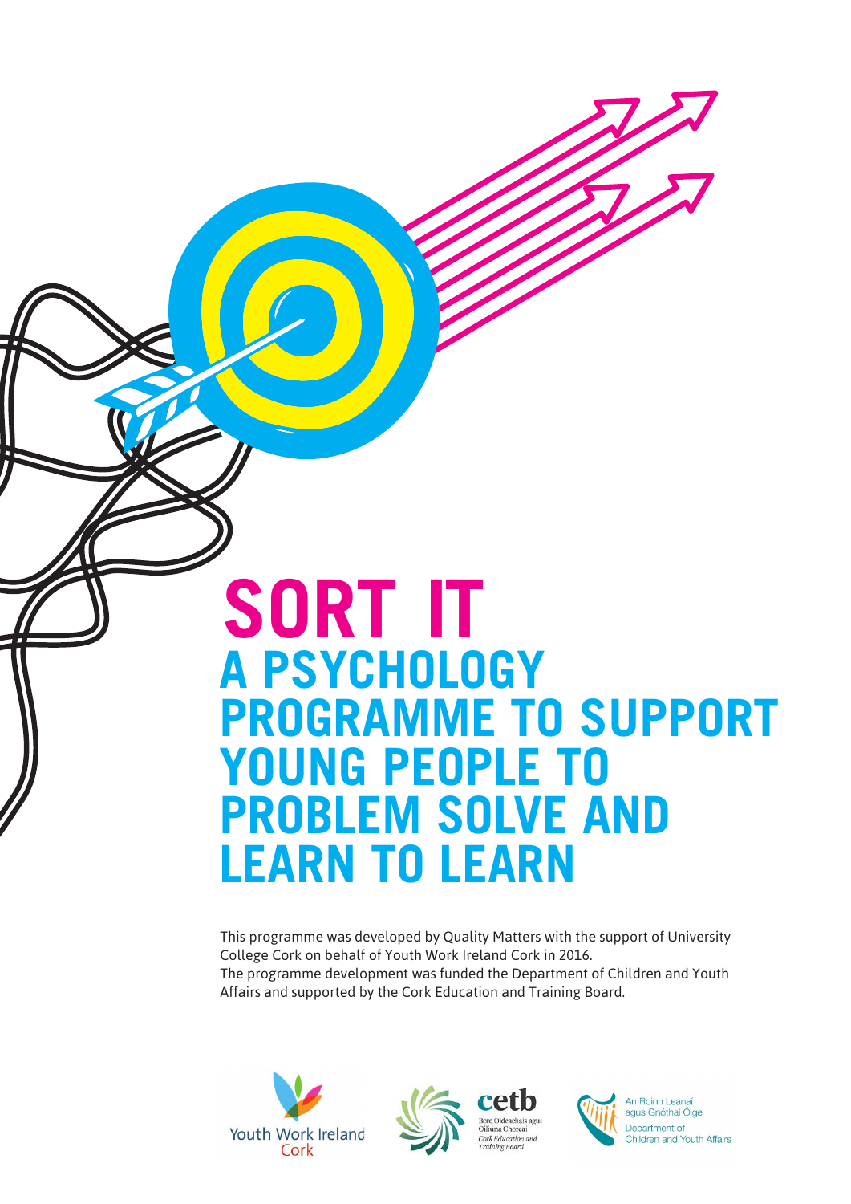# SORT IT

## A PSYCHOLOGY PROGRAMME TO SUPPORT YOUNG PEOPLE TO PROBLEM SOLVE AND LEARN TO LEARN

This programme was developed by Quality Matters with the support of University College Cork on behalf of Youth Work Ireland Cork in 2016.
The programme development was funded the Department of Children and Youth Affairs and supported by the Cork Education and Training Board.

Youth Work Ireland Cork

cetb Bord Oideachais agus Oiliúna Chorcaí Cork Education and Training Board

An Roinn Leanaí agus Gnóthaí Óige Department of Children and Youth Affairs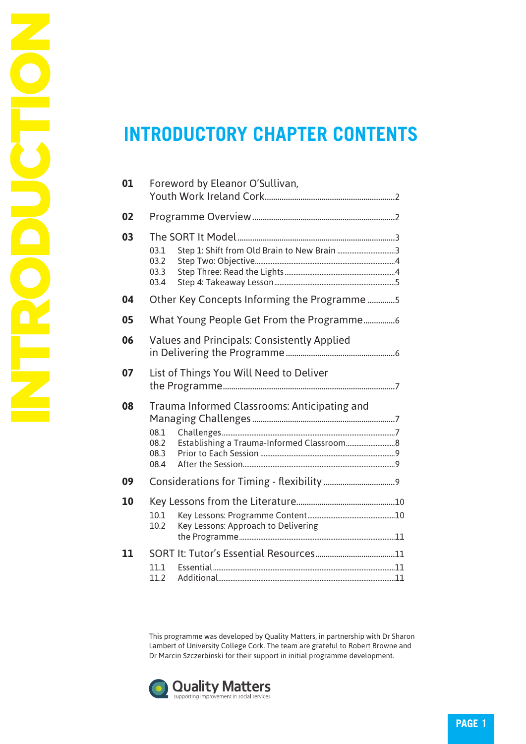INTRODUCTION

# INTRODUCTORY CHAPTER CONTENTS

**01** Foreword by Eleanor O'Sullivan, Youth Work Ireland Cork ..... 2

**02** Programme Overview ..... 2

**03** The SORT It Model ..... 3
- 03.1 Step 1: Shift from Old Brain to New Brain ..... 3
- 03.2 Step Two: Objective ..... 4
- 03.3 Step Three: Read the Lights ..... 4
- 03.4 Step 4: Takeaway Lesson ..... 5

**04** Other Key Concepts Informing the Programme ..... 5

**05** What Young People Get From the Programme ..... 6

**06** Values and Principals: Consistently Applied in Delivering the Programme ..... 6

**07** List of Things You Will Need to Deliver the Programme ..... 7

**08** Trauma Informed Classrooms: Anticipating and Managing Challenges ..... 7
- 08.1 Challenges ..... 7
- 08.2 Establishing a Trauma-Informed Classroom ..... 8
- 08.3 Prior to Each Session ..... 9
- 08.4 After the Session ..... 9

**09** Considerations for Timing - flexibility ..... 9

**10** Key Lessons from the Literature ..... 10
- 10.1 Key Lessons: Programme Content ..... 10
- 10.2 Key Lessons: Approach to Delivering the Programme ..... 11

**11** SORT It: Tutor's Essential Resources ..... 11
- 11.1 Essential ..... 11
- 11.2 Additional ..... 11

This programme was developed by Quality Matters, in partnership with Dr Sharon Lambert of University College Cork. The team are grateful to Robert Browne and Dr Marcin Szczerbinski for their support in initial programme development.

Quality Matters
supporting improvement in social services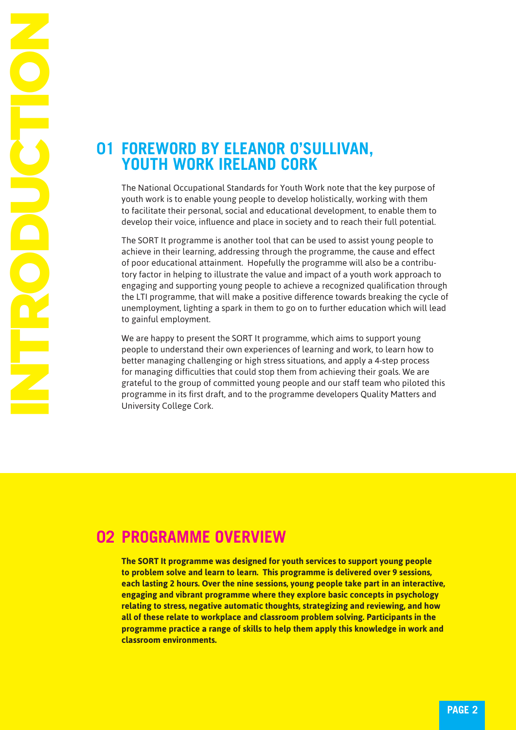# INTRODUCTION

## 01 FOREWORD BY ELEANOR O'SULLIVAN, YOUTH WORK IRELAND CORK

The National Occupational Standards for Youth Work note that the key purpose of youth work is to enable young people to develop holistically, working with them to facilitate their personal, social and educational development, to enable them to develop their voice, influence and place in society and to reach their full potential.

The SORT It programme is another tool that can be used to assist young people to achieve in their learning, addressing through the programme, the cause and effect of poor educational attainment. Hopefully the programme will also be a contributory factor in helping to illustrate the value and impact of a youth work approach to engaging and supporting young people to achieve a recognized qualification through the LTI programme, that will make a positive difference towards breaking the cycle of unemployment, lighting a spark in them to go on to further education which will lead to gainful employment.

We are happy to present the SORT It programme, which aims to support young people to understand their own experiences of learning and work, to learn how to better managing challenging or high stress situations, and apply a 4-step process for managing difficulties that could stop them from achieving their goals. We are grateful to the group of committed young people and our staff team who piloted this programme in its first draft, and to the programme developers Quality Matters and University College Cork.

## 02 PROGRAMME OVERVIEW

**The SORT It programme was designed for youth services to support young people to problem solve and learn to learn. This programme is delivered over 9 sessions, each lasting 2 hours. Over the nine sessions, young people take part in an interactive, engaging and vibrant programme where they explore basic concepts in psychology relating to stress, negative automatic thoughts, strategizing and reviewing, and how all of these relate to workplace and classroom problem solving. Participants in the programme practice a range of skills to help them apply this knowledge in work and classroom environments.**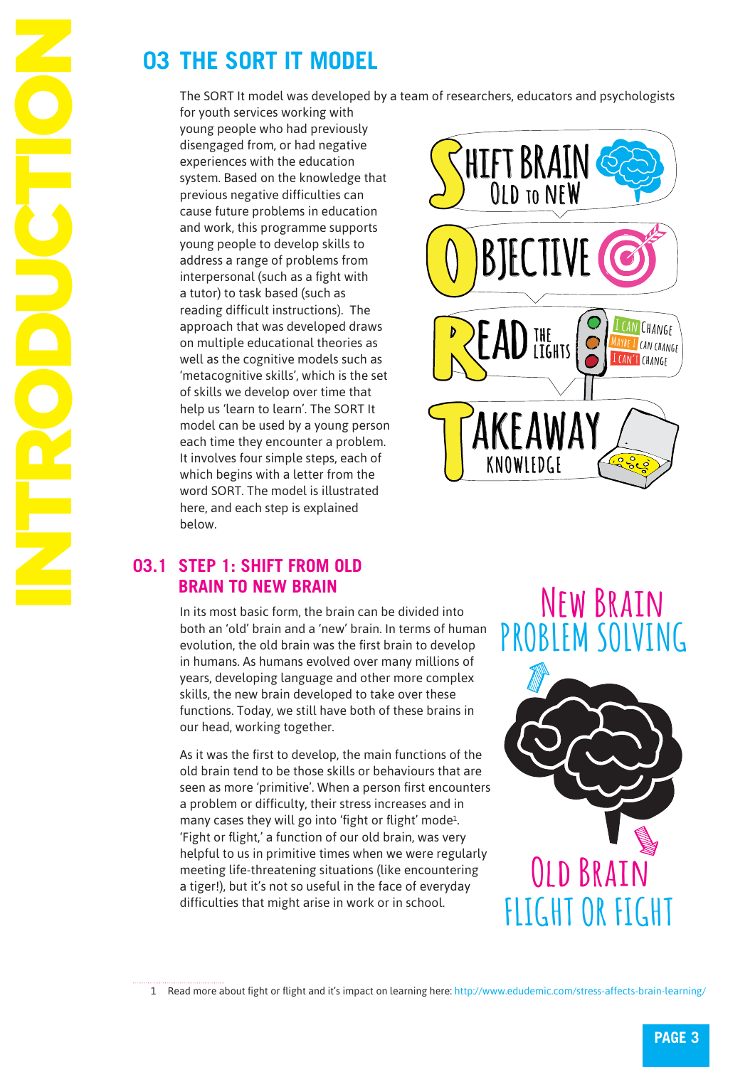## 03 THE SORT IT MODEL

The SORT It model was developed by a team of researchers, educators and psychologists for youth services working with young people who had previously disengaged from, or had negative experiences with the education system. Based on the knowledge that previous negative difficulties can cause future problems in education and work, this programme supports young people to develop skills to address a range of problems from interpersonal (such as a fight with a tutor) to task based (such as reading difficult instructions). The approach that was developed draws on multiple educational theories as well as the cognitive models such as 'metacognitive skills', which is the set of skills we develop over time that help us 'learn to learn'. The SORT It model can be used by a young person each time they encounter a problem. It involves four simple steps, each of which begins with a letter from the word SORT. The model is illustrated here, and each step is explained below.

SHIFT BRAIN
OLD TO NEW

OBJECTIVE

READ THE LIGHTS
I CAN CHANGE
MAYBE I CAN CHANGE
I CAN'T CHANGE

TAKEAWAY
KNOWLEDGE

### 03.1 STEP 1: SHIFT FROM OLD BRAIN TO NEW BRAIN

In its most basic form, the brain can be divided into both an 'old' brain and a 'new' brain. In terms of human evolution, the old brain was the first brain to develop in humans. As humans evolved over many millions of years, developing language and other more complex skills, the new brain developed to take over these functions. Today, we still have both of these brains in our head, working together.

As it was the first to develop, the main functions of the old brain tend to be those skills or behaviours that are seen as more 'primitive'. When a person first encounters a problem or difficulty, their stress increases and in many cases they will go into 'fight or flight' mode[1]. 'Fight or flight,' a function of our old brain, was very helpful to us in primitive times when we were regularly meeting life-threatening situations (like encountering a tiger!), but it's not so useful in the face of everyday difficulties that might arise in work or in school.

NEW BRAIN
PROBLEM SOLVING

OLD BRAIN
FLIGHT OR FIGHT

1 Read more about fight or flight and it's impact on learning here: http://www.edudemic.com/stress-affects-brain-learning/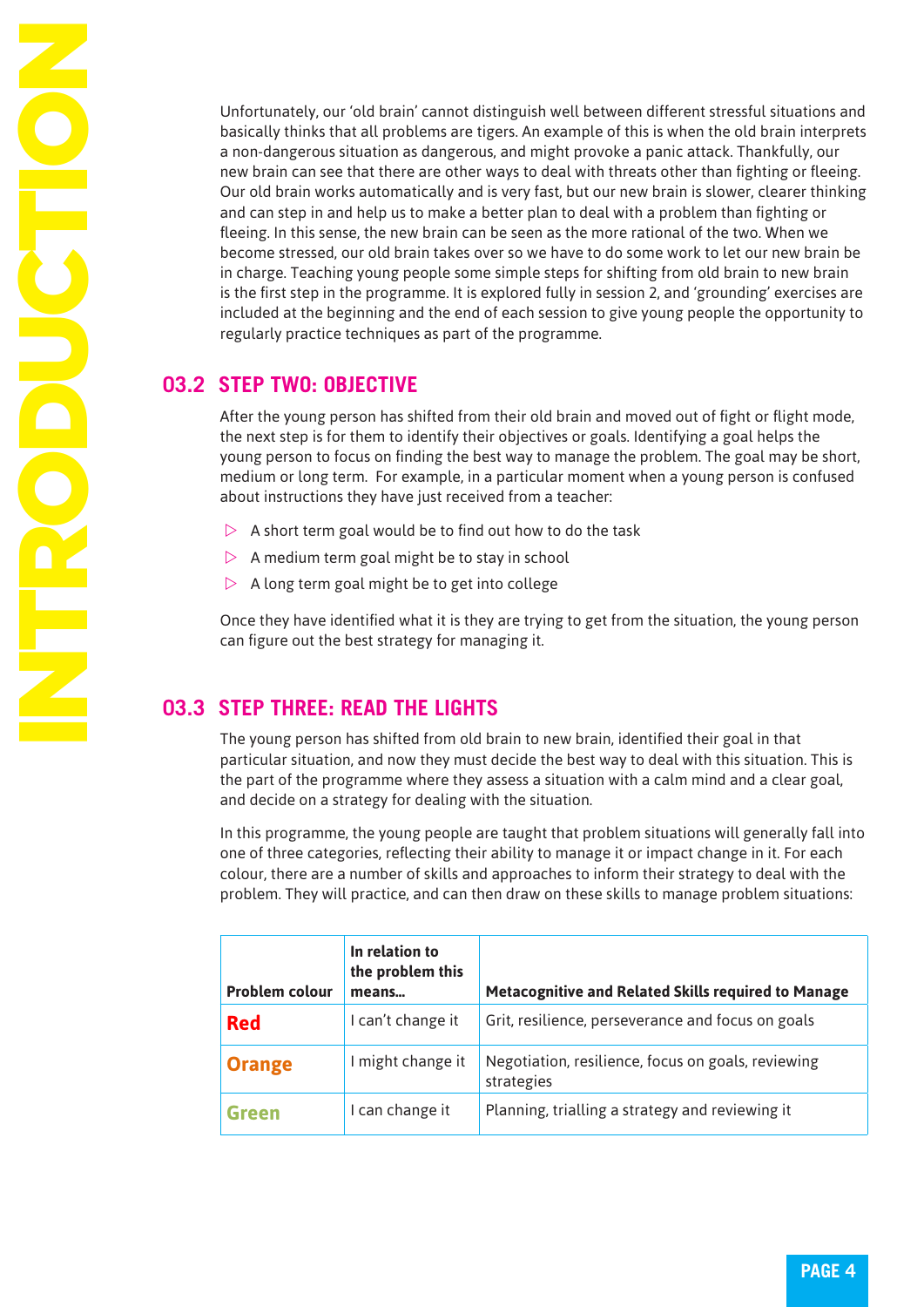Unfortunately, our 'old brain' cannot distinguish well between different stressful situations and basically thinks that all problems are tigers. An example of this is when the old brain interprets a non-dangerous situation as dangerous, and might provoke a panic attack. Thankfully, our new brain can see that there are other ways to deal with threats other than fighting or fleeing. Our old brain works automatically and is very fast, but our new brain is slower, clearer thinking and can step in and help us to make a better plan to deal with a problem than fighting or fleeing. In this sense, the new brain can be seen as the more rational of the two. When we become stressed, our old brain takes over so we have to do some work to let our new brain be in charge. Teaching young people some simple steps for shifting from old brain to new brain is the first step in the programme. It is explored fully in session 2, and 'grounding' exercises are included at the beginning and the end of each session to give young people the opportunity to regularly practice techniques as part of the programme.

## 03.2 STEP TWO: OBJECTIVE

After the young person has shifted from their old brain and moved out of fight or flight mode, the next step is for them to identify their objectives or goals. Identifying a goal helps the young person to focus on finding the best way to manage the problem. The goal may be short, medium or long term. For example, in a particular moment when a young person is confused about instructions they have just received from a teacher:

- A short term goal would be to find out how to do the task
- A medium term goal might be to stay in school
- A long term goal might be to get into college

Once they have identified what it is they are trying to get from the situation, the young person can figure out the best strategy for managing it.

## 03.3 STEP THREE: READ THE LIGHTS

The young person has shifted from old brain to new brain, identified their goal in that particular situation, and now they must decide the best way to deal with this situation. This is the part of the programme where they assess a situation with a calm mind and a clear goal, and decide on a strategy for dealing with the situation.

In this programme, the young people are taught that problem situations will generally fall into one of three categories, reflecting their ability to manage it or impact change in it. For each colour, there are a number of skills and approaches to inform their strategy to deal with the problem. They will practice, and can then draw on these skills to manage problem situations:

| Problem colour | In relation to the problem this means... | Metacognitive and Related Skills required to Manage |
|---|---|---|
| **Red** | I can't change it | Grit, resilience, perseverance and focus on goals |
| **Orange** | I might change it | Negotiation, resilience, focus on goals, reviewing strategies |
| **Green** | I can change it | Planning, trialling a strategy and reviewing it |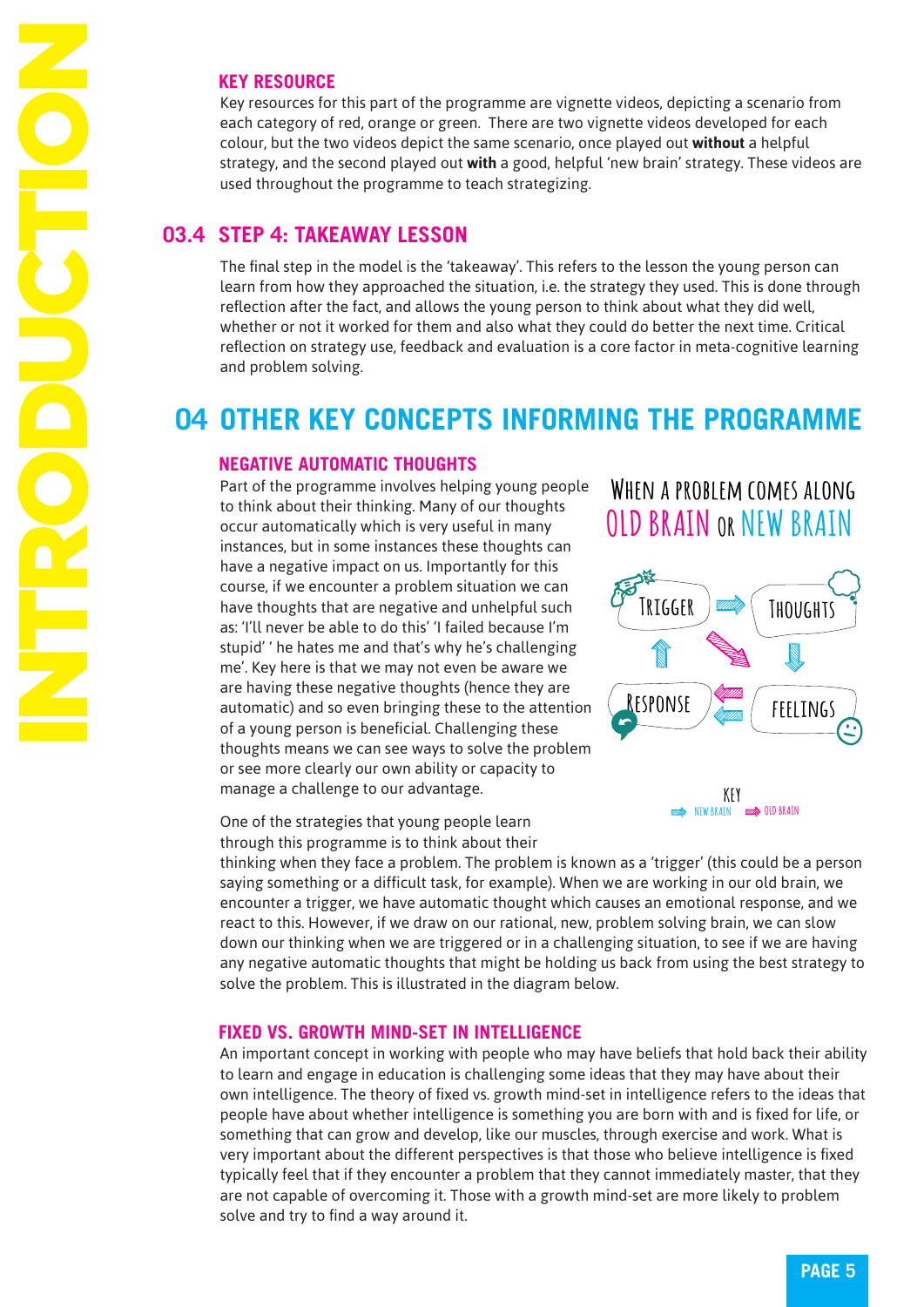#### KEY RESOURCE

Key resources for this part of the programme are vignette videos, depicting a scenario from each category of red, orange or green. There are two vignette videos developed for each colour, but the two videos depict the same scenario, once played out **without** a helpful strategy, and the second played out **with** a good, helpful 'new brain' strategy. These videos are used throughout the programme to teach strategizing.

### 03.4 STEP 4: TAKEAWAY LESSON

The final step in the model is the 'takeaway'. This refers to the lesson the young person can learn from how they approached the situation, i.e. the strategy they used. This is done through reflection after the fact, and allows the young person to think about what they did well, whether or not it worked for them and also what they could do better the next time. Critical reflection on strategy use, feedback and evaluation is a core factor in meta-cognitive learning and problem solving.

## 04 OTHER KEY CONCEPTS INFORMING THE PROGRAMME

#### NEGATIVE AUTOMATIC THOUGHTS

Part of the programme involves helping young people to think about their thinking. Many of our thoughts occur automatically which is very useful in many instances, but in some instances these thoughts can have a negative impact on us. Importantly for this course, if we encounter a problem situation we can have thoughts that are negative and unhelpful such as: 'I'll never be able to do this' 'I failed because I'm stupid' ' he hates me and that's why he's challenging me'. Key here is that we may not even be aware we are having these negative thoughts (hence they are automatic) and so even bringing these to the attention of a young person is beneficial. Challenging these thoughts means we can see ways to solve the problem or see more clearly our own ability or capacity to manage a challenge to our advantage.

WHEN A PROBLEM COMES ALONG
OLD BRAIN OR NEW BRAIN

TRIGGER
THOUGHTS
RESPONSE
FEELINGS

KEY
NEW BRAIN
OLD BRAIN

One of the strategies that young people learn through this programme is to think about their thinking when they face a problem. The problem is known as a 'trigger' (this could be a person saying something or a difficult task, for example). When we are working in our old brain, we encounter a trigger, we have automatic thought which causes an emotional response, and we react to this. However, if we draw on our rational, new, problem solving brain, we can slow down our thinking when we are triggered or in a challenging situation, to see if we are having any negative automatic thoughts that might be holding us back from using the best strategy to solve the problem. This is illustrated in the diagram below.

#### FIXED VS. GROWTH MIND-SET IN INTELLIGENCE

An important concept in working with people who may have beliefs that hold back their ability to learn and engage in education is challenging some ideas that they may have about their own intelligence. The theory of fixed vs. growth mind-set in intelligence refers to the ideas that people have about whether intelligence is something you are born with and is fixed for life, or something that can grow and develop, like our muscles, through exercise and work. What is very important about the different perspectives is that those who believe intelligence is fixed typically feel that if they encounter a problem that they cannot immediately master, that they are not capable of overcoming it. Those with a growth mind-set are more likely to problem solve and try to find a way around it.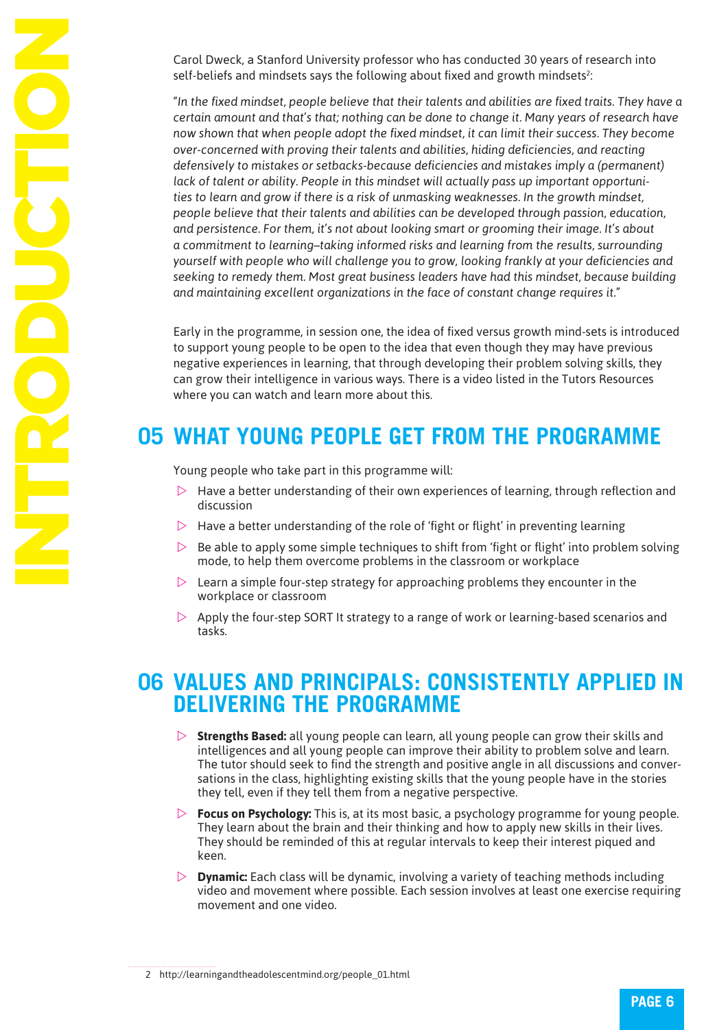Carol Dweck, a Stanford University professor who has conducted 30 years of research into self-beliefs and mindsets says the following about fixed and growth mindsets[2]:

*"In the fixed mindset, people believe that their talents and abilities are fixed traits. They have a certain amount and that's that; nothing can be done to change it. Many years of research have now shown that when people adopt the fixed mindset, it can limit their success. They become over-concerned with proving their talents and abilities, hiding deficiencies, and reacting defensively to mistakes or setbacks-because deficiencies and mistakes imply a (permanent) lack of talent or ability. People in this mindset will actually pass up important opportunities to learn and grow if there is a risk of unmasking weaknesses. In the growth mindset, people believe that their talents and abilities can be developed through passion, education, and persistence. For them, it's not about looking smart or grooming their image. It's about a commitment to learning–taking informed risks and learning from the results, surrounding yourself with people who will challenge you to grow, looking frankly at your deficiencies and seeking to remedy them. Most great business leaders have had this mindset, because building and maintaining excellent organizations in the face of constant change requires it."*

Early in the programme, in session one, the idea of fixed versus growth mind-sets is introduced to support young people to be open to the idea that even though they may have previous negative experiences in learning, that through developing their problem solving skills, they can grow their intelligence in various ways. There is a video listed in the Tutors Resources where you can watch and learn more about this.

## 05 WHAT YOUNG PEOPLE GET FROM THE PROGRAMME

Young people who take part in this programme will:

- Have a better understanding of their own experiences of learning, through reflection and discussion
- Have a better understanding of the role of 'fight or flight' in preventing learning
- Be able to apply some simple techniques to shift from 'fight or flight' into problem solving mode, to help them overcome problems in the classroom or workplace
- Learn a simple four-step strategy for approaching problems they encounter in the workplace or classroom
- Apply the four-step SORT It strategy to a range of work or learning-based scenarios and tasks.

## 06 VALUES AND PRINCIPALS: CONSISTENTLY APPLIED IN DELIVERING THE PROGRAMME

- **Strengths Based:** all young people can learn, all young people can grow their skills and intelligences and all young people can improve their ability to problem solve and learn. The tutor should seek to find the strength and positive angle in all discussions and conversations in the class, highlighting existing skills that the young people have in the stories they tell, even if they tell them from a negative perspective.
- **Focus on Psychology:** This is, at its most basic, a psychology programme for young people. They learn about the brain and their thinking and how to apply new skills in their lives. They should be reminded of this at regular intervals to keep their interest piqued and keen.
- **Dynamic:** Each class will be dynamic, involving a variety of teaching methods including video and movement where possible. Each session involves at least one exercise requiring movement and one video.

2 http://learningandtheadolescentmind.org/people_01.html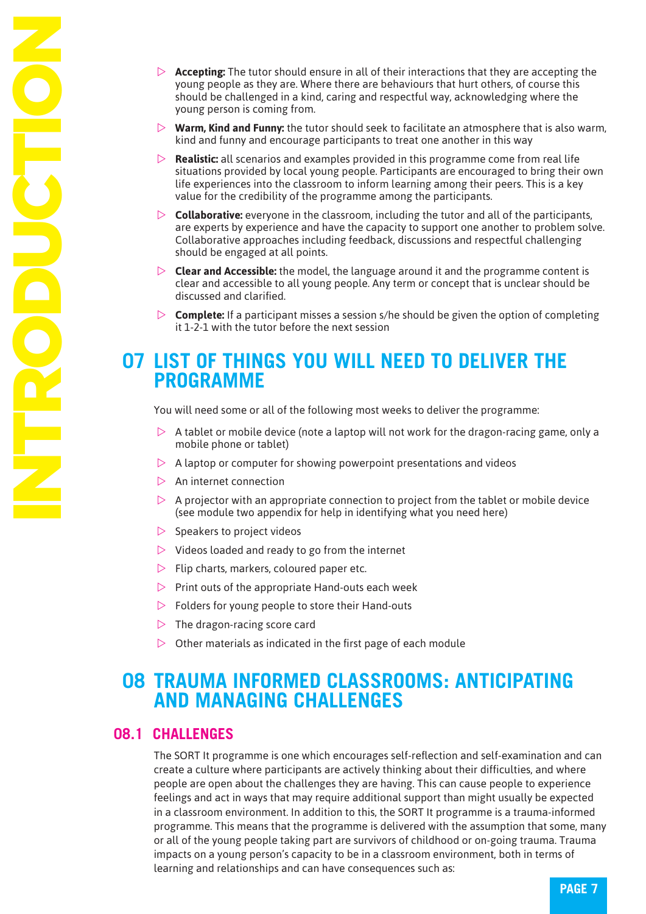- **Accepting:** The tutor should ensure in all of their interactions that they are accepting the young people as they are. Where there are behaviours that hurt others, of course this should be challenged in a kind, caring and respectful way, acknowledging where the young person is coming from.
- **Warm, Kind and Funny:** the tutor should seek to facilitate an atmosphere that is also warm, kind and funny and encourage participants to treat one another in this way
- **Realistic:** all scenarios and examples provided in this programme come from real life situations provided by local young people. Participants are encouraged to bring their own life experiences into the classroom to inform learning among their peers. This is a key value for the credibility of the programme among the participants.
- **Collaborative:** everyone in the classroom, including the tutor and all of the participants, are experts by experience and have the capacity to support one another to problem solve. Collaborative approaches including feedback, discussions and respectful challenging should be engaged at all points.
- **Clear and Accessible:** the model, the language around it and the programme content is clear and accessible to all young people. Any term or concept that is unclear should be discussed and clarified.
- **Complete:** If a participant misses a session s/he should be given the option of completing it 1-2-1 with the tutor before the next session

## 07 LIST OF THINGS YOU WILL NEED TO DELIVER THE PROGRAMME

You will need some or all of the following most weeks to deliver the programme:

- A tablet or mobile device (note a laptop will not work for the dragon-racing game, only a mobile phone or tablet)
- A laptop or computer for showing powerpoint presentations and videos
- An internet connection
- A projector with an appropriate connection to project from the tablet or mobile device (see module two appendix for help in identifying what you need here)
- Speakers to project videos
- Videos loaded and ready to go from the internet
- Flip charts, markers, coloured paper etc.
- Print outs of the appropriate Hand-outs each week
- Folders for young people to store their Hand-outs
- The dragon-racing score card
- Other materials as indicated in the first page of each module

## 08 TRAUMA INFORMED CLASSROOMS: ANTICIPATING AND MANAGING CHALLENGES

### 08.1 CHALLENGES

The SORT It programme is one which encourages self-reflection and self-examination and can create a culture where participants are actively thinking about their difficulties, and where people are open about the challenges they are having. This can cause people to experience feelings and act in ways that may require additional support than might usually be expected in a classroom environment. In addition to this, the SORT It programme is a trauma-informed programme. This means that the programme is delivered with the assumption that some, many or all of the young people taking part are survivors of childhood or on-going trauma. Trauma impacts on a young person's capacity to be in a classroom environment, both in terms of learning and relationships and can have consequences such as: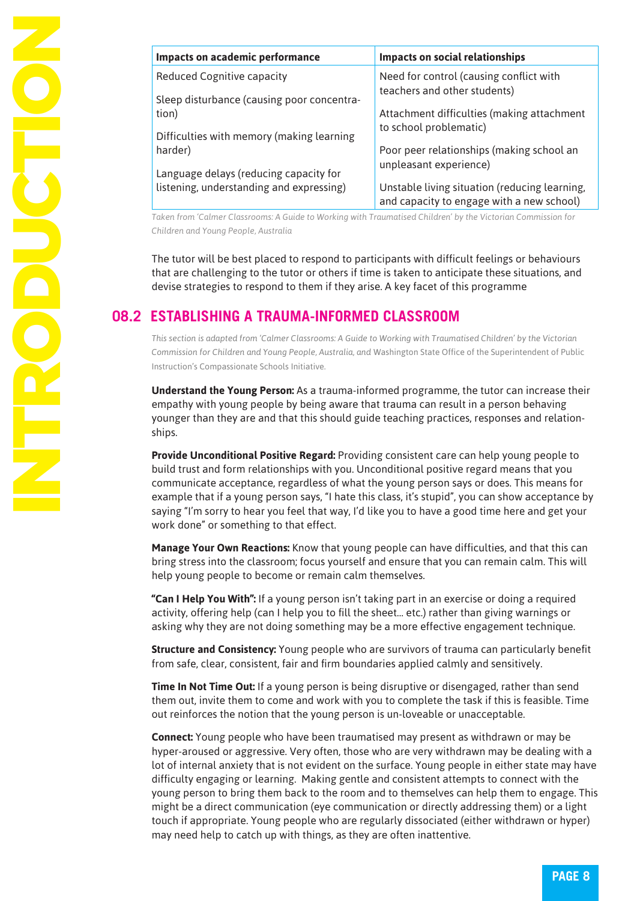| Impacts on academic performance | Impacts on social relationships |
|---|---|
| Reduced Cognitive capacity<br><br>Sleep disturbance (causing poor concentration)<br><br>Difficulties with memory (making learning harder)<br><br>Language delays (reducing capacity for listening, understanding and expressing) | Need for control (causing conflict with teachers and other students)<br><br>Attachment difficulties (making attachment to school problematic)<br><br>Poor peer relationships (making school an unpleasant experience)<br><br>Unstable living situation (reducing learning, and capacity to engage with a new school) |

*Taken from 'Calmer Classrooms: A Guide to Working with Traumatised Children' by the Victorian Commission for Children and Young People, Australia*

The tutor will be best placed to respond to participants with difficult feelings or behaviours that are challenging to the tutor or others if time is taken to anticipate these situations, and devise strategies to respond to them if they arise. A key facet of this programme

## 08.2 ESTABLISHING A TRAUMA-INFORMED CLASSROOM

*This section is adapted from 'Calmer Classrooms: A Guide to Working with Traumatised Children' by the Victorian Commission for Children and Young People, Australia, and* Washington State Office of the Superintendent of Public Instruction's Compassionate Schools Initiative.

**Understand the Young Person:** As a trauma-informed programme, the tutor can increase their empathy with young people by being aware that trauma can result in a person behaving younger than they are and that this should guide teaching practices, responses and relationships.

**Provide Unconditional Positive Regard:** Providing consistent care can help young people to build trust and form relationships with you. Unconditional positive regard means that you communicate acceptance, regardless of what the young person says or does. This means for example that if a young person says, "I hate this class, it's stupid", you can show acceptance by saying "I'm sorry to hear you feel that way, I'd like you to have a good time here and get your work done" or something to that effect.

**Manage Your Own Reactions:** Know that young people can have difficulties, and that this can bring stress into the classroom; focus yourself and ensure that you can remain calm. This will help young people to become or remain calm themselves.

**"Can I Help You With":** If a young person isn't taking part in an exercise or doing a required activity, offering help (can I help you to fill the sheet... etc.) rather than giving warnings or asking why they are not doing something may be a more effective engagement technique.

**Structure and Consistency:** Young people who are survivors of trauma can particularly benefit from safe, clear, consistent, fair and firm boundaries applied calmly and sensitively.

**Time In Not Time Out:** If a young person is being disruptive or disengaged, rather than send them out, invite them to come and work with you to complete the task if this is feasible. Time out reinforces the notion that the young person is un-loveable or unacceptable.

**Connect:** Young people who have been traumatised may present as withdrawn or may be hyper-aroused or aggressive. Very often, those who are very withdrawn may be dealing with a lot of internal anxiety that is not evident on the surface. Young people in either state may have difficulty engaging or learning. Making gentle and consistent attempts to connect with the young person to bring them back to the room and to themselves can help them to engage. This might be a direct communication (eye communication or directly addressing them) or a light touch if appropriate. Young people who are regularly dissociated (either withdrawn or hyper) may need help to catch up with things, as they are often inattentive.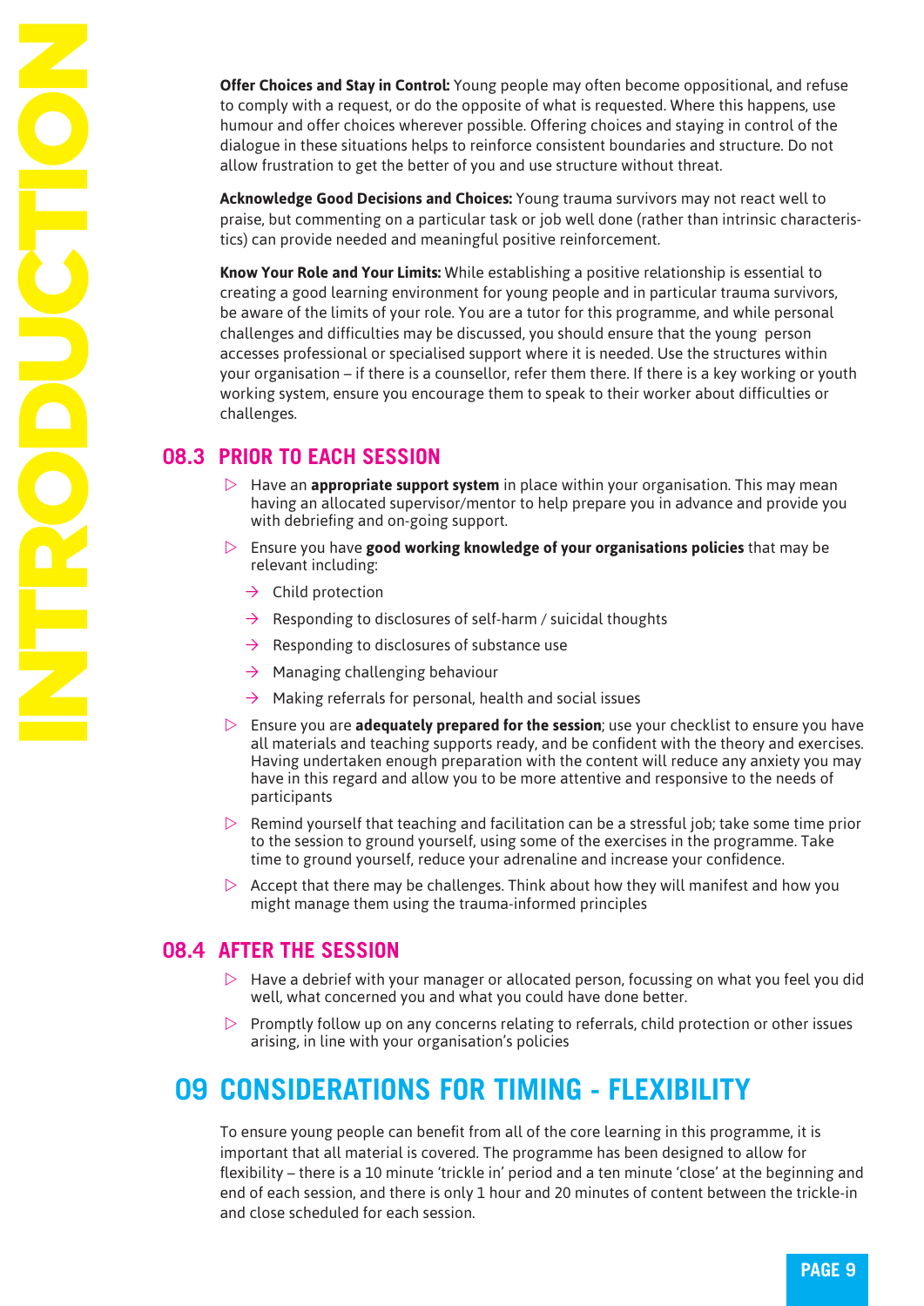**Offer Choices and Stay in Control:** Young people may often become oppositional, and refuse to comply with a request, or do the opposite of what is requested. Where this happens, use humour and offer choices wherever possible. Offering choices and staying in control of the dialogue in these situations helps to reinforce consistent boundaries and structure. Do not allow frustration to get the better of you and use structure without threat.

**Acknowledge Good Decisions and Choices:** Young trauma survivors may not react well to praise, but commenting on a particular task or job well done (rather than intrinsic characteristics) can provide needed and meaningful positive reinforcement.

**Know Your Role and Your Limits:** While establishing a positive relationship is essential to creating a good learning environment for young people and in particular trauma survivors, be aware of the limits of your role. You are a tutor for this programme, and while personal challenges and difficulties may be discussed, you should ensure that the young person accesses professional or specialised support where it is needed. Use the structures within your organisation – if there is a counsellor, refer them there. If there is a key working or youth working system, ensure you encourage them to speak to their worker about difficulties or challenges.

### 08.3 PRIOR TO EACH SESSION

- Have an **appropriate support system** in place within your organisation. This may mean having an allocated supervisor/mentor to help prepare you in advance and provide you with debriefing and on-going support.
- Ensure you have **good working knowledge of your organisations policies** that may be relevant including:
  - Child protection
  - Responding to disclosures of self-harm / suicidal thoughts
  - Responding to disclosures of substance use
  - Managing challenging behaviour
  - Making referrals for personal, health and social issues
- Ensure you are **adequately prepared for the session**; use your checklist to ensure you have all materials and teaching supports ready, and be confident with the theory and exercises. Having undertaken enough preparation with the content will reduce any anxiety you may have in this regard and allow you to be more attentive and responsive to the needs of participants
- Remind yourself that teaching and facilitation can be a stressful job; take some time prior to the session to ground yourself, using some of the exercises in the programme. Take time to ground yourself, reduce your adrenaline and increase your confidence.
- Accept that there may be challenges. Think about how they will manifest and how you might manage them using the trauma-informed principles

### 08.4 AFTER THE SESSION

- Have a debrief with your manager or allocated person, focussing on what you feel you did well, what concerned you and what you could have done better.
- Promptly follow up on any concerns relating to referrals, child protection or other issues arising, in line with your organisation's policies

## 09 CONSIDERATIONS FOR TIMING - FLEXIBILITY

To ensure young people can benefit from all of the core learning in this programme, it is important that all material is covered. The programme has been designed to allow for flexibility – there is a 10 minute 'trickle in' period and a ten minute 'close' at the beginning and end of each session, and there is only 1 hour and 20 minutes of content between the trickle-in and close scheduled for each session.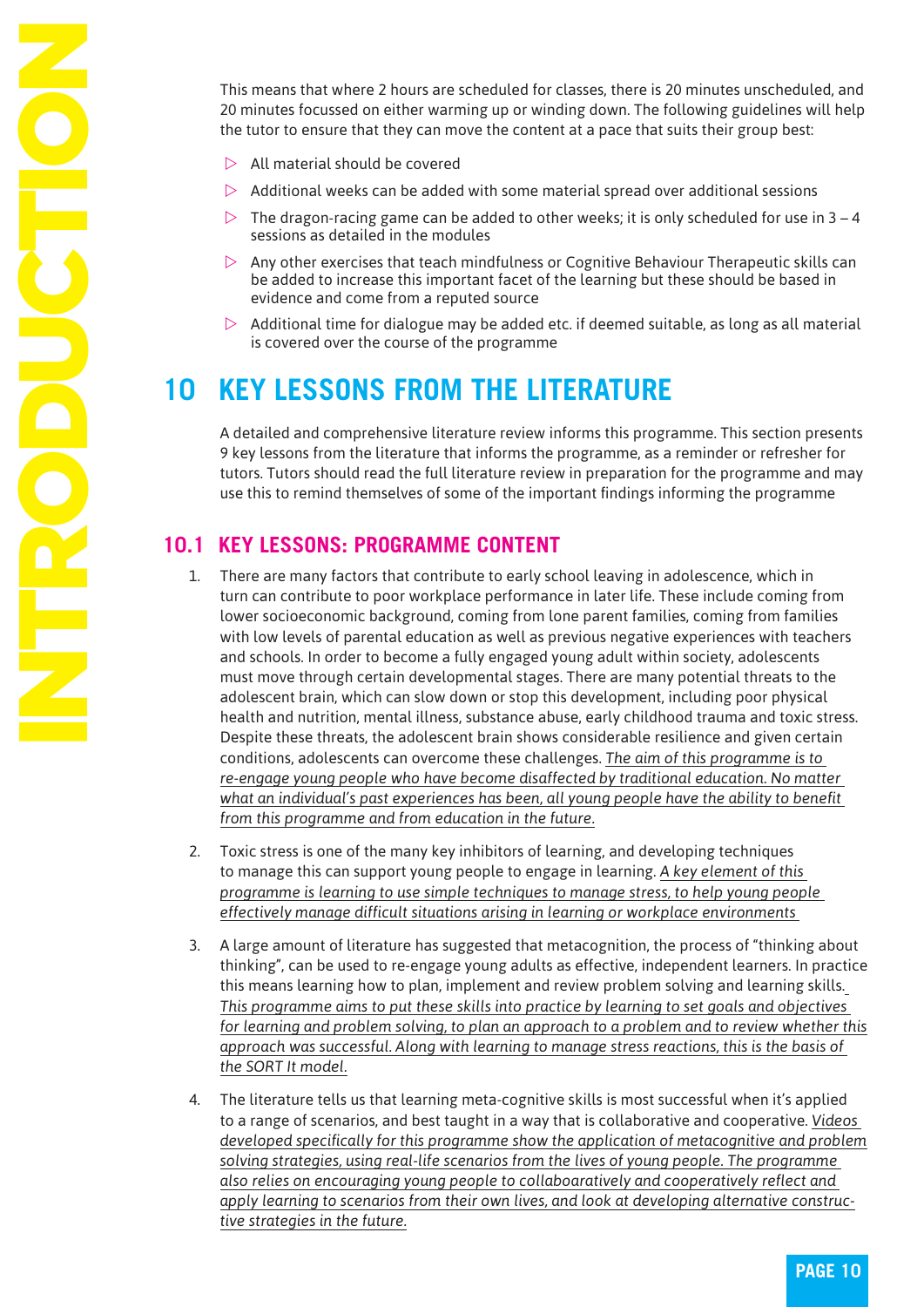This means that where 2 hours are scheduled for classes, there is 20 minutes unscheduled, and 20 minutes focussed on either warming up or winding down. The following guidelines will help the tutor to ensure that they can move the content at a pace that suits their group best:

- All material should be covered
- Additional weeks can be added with some material spread over additional sessions
- The dragon-racing game can be added to other weeks; it is only scheduled for use in 3 – 4 sessions as detailed in the modules
- Any other exercises that teach mindfulness or Cognitive Behaviour Therapeutic skills can be added to increase this important facet of the learning but these should be based in evidence and come from a reputed source
- Additional time for dialogue may be added etc. if deemed suitable, as long as all material is covered over the course of the programme

# 10 KEY LESSONS FROM THE LITERATURE

A detailed and comprehensive literature review informs this programme. This section presents 9 key lessons from the literature that informs the programme, as a reminder or refresher for tutors. Tutors should read the full literature review in preparation for the programme and may use this to remind themselves of some of the important findings informing the programme

## 10.1 KEY LESSONS: PROGRAMME CONTENT

1. There are many factors that contribute to early school leaving in adolescence, which in turn can contribute to poor workplace performance in later life. These include coming from lower socioeconomic background, coming from lone parent families, coming from families with low levels of parental education as well as previous negative experiences with teachers and schools. In order to become a fully engaged young adult within society, adolescents must move through certain developmental stages. There are many potential threats to the adolescent brain, which can slow down or stop this development, including poor physical health and nutrition, mental illness, substance abuse, early childhood trauma and toxic stress. Despite these threats, the adolescent brain shows considerable resilience and given certain conditions, adolescents can overcome these challenges. *The aim of this programme is to re-engage young people who have become disaffected by traditional education. No matter what an individual's past experiences has been, all young people have the ability to benefit from this programme and from education in the future.*

2. Toxic stress is one of the many key inhibitors of learning, and developing techniques to manage this can support young people to engage in learning. *A key element of this programme is learning to use simple techniques to manage stress, to help young people effectively manage difficult situations arising in learning or workplace environments*

3. A large amount of literature has suggested that metacognition, the process of "thinking about thinking", can be used to re-engage young adults as effective, independent learners. In practice this means learning how to plan, implement and review problem solving and learning skills. *This programme aims to put these skills into practice by learning to set goals and objectives for learning and problem solving, to plan an approach to a problem and to review whether this approach was successful. Along with learning to manage stress reactions, this is the basis of the SORT It model.*

4. The literature tells us that learning meta-cognitive skills is most successful when it's applied to a range of scenarios, and best taught in a way that is collaborative and cooperative. *Videos developed specifically for this programme show the application of metacognitive and problem solving strategies, using real-life scenarios from the lives of young people. The programme also relies on encouraging young people to collaboratively and cooperatively reflect and apply learning to scenarios from their own lives, and look at developing alternative constructive strategies in the future.*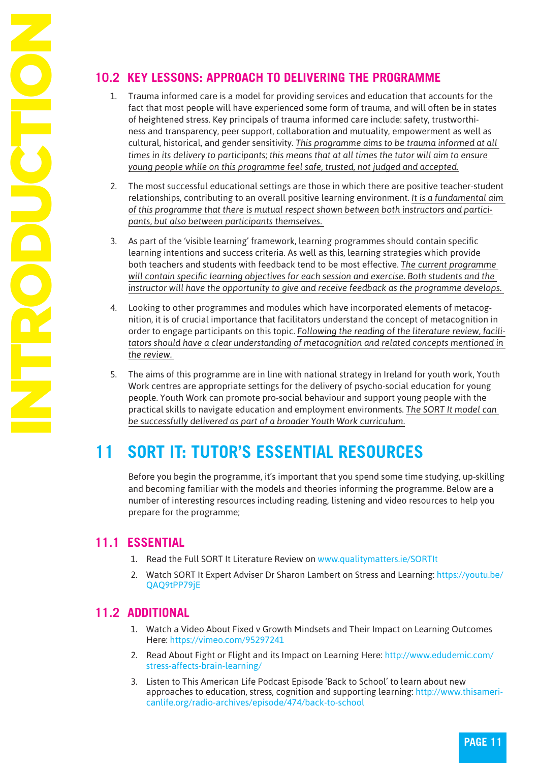## 10.2 KEY LESSONS: APPROACH TO DELIVERING THE PROGRAMME

1. Trauma informed care is a model for providing services and education that accounts for the fact that most people will have experienced some form of trauma, and will often be in states of heightened stress. Key principals of trauma informed care include: safety, trustworthiness and transparency, peer support, collaboration and mutuality, empowerment as well as cultural, historical, and gender sensitivity. *This programme aims to be trauma informed at all times in its delivery to participants; this means that at all times the tutor will aim to ensure young people while on this programme feel safe, trusted, not judged and accepted.*

2. The most successful educational settings are those in which there are positive teacher-student relationships, contributing to an overall positive learning environment. *It is a fundamental aim of this programme that there is mutual respect shown between both instructors and participants, but also between participants themselves.*

3. As part of the 'visible learning' framework, learning programmes should contain specific learning intentions and success criteria. As well as this, learning strategies which provide both teachers and students with feedback tend to be most effective. *The current programme will contain specific learning objectives for each session and exercise. Both students and the instructor will have the opportunity to give and receive feedback as the programme develops.*

4. Looking to other programmes and modules which have incorporated elements of metacognition, it is of crucial importance that facilitators understand the concept of metacognition in order to engage participants on this topic. *Following the reading of the literature review, facilitators should have a clear understanding of metacognition and related concepts mentioned in the review.*

5. The aims of this programme are in line with national strategy in Ireland for youth work, Youth Work centres are appropriate settings for the delivery of psycho-social education for young people. Youth Work can promote pro-social behaviour and support young people with the practical skills to navigate education and employment environments. *The SORT It model can be successfully delivered as part of a broader Youth Work curriculum.*

# 11 SORT IT: TUTOR'S ESSENTIAL RESOURCES

Before you begin the programme, it's important that you spend some time studying, up-skilling and becoming familiar with the models and theories informing the programme. Below are a number of interesting resources including reading, listening and video resources to help you prepare for the programme;

## 11.1 ESSENTIAL

1. Read the Full SORT It Literature Review on www.qualitymatters.ie/SORTIt
2. Watch SORT It Expert Adviser Dr Sharon Lambert on Stress and Learning: https://youtu.be/QAQ9tPP79jE

## 11.2 ADDITIONAL

1. Watch a Video About Fixed v Growth Mindsets and Their Impact on Learning Outcomes Here: https://vimeo.com/95297241
2. Read About Fight or Flight and its Impact on Learning Here: http://www.edudemic.com/stress-affects-brain-learning/
3. Listen to This American Life Podcast Episode 'Back to School' to learn about new approaches to education, stress, cognition and supporting learning: http://www.thisamericanlife.org/radio-archives/episode/474/back-to-school